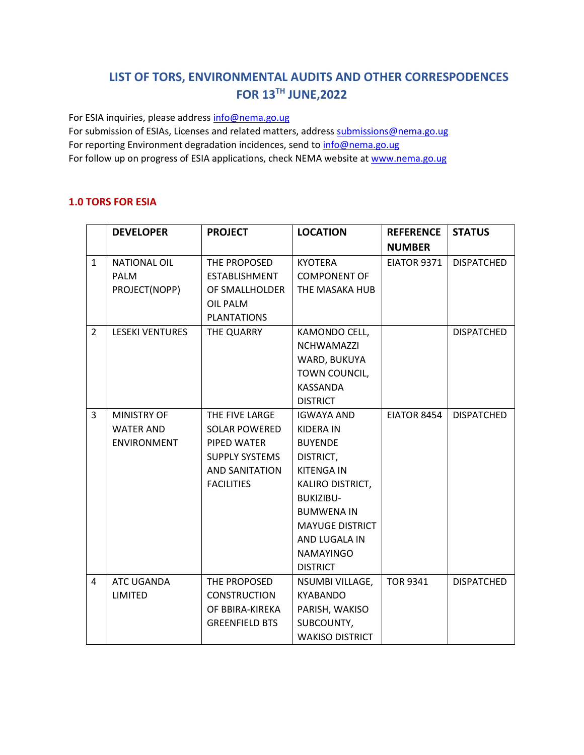# LIST OF TORS, ENVIRONMENTAL AUDITS AND OTHER CORRESPODENCES FOR 13TH JUNE,2022

For ESIA inquiries, please address info@nema.go.ug
For submission of ESIAs, Licenses and related matters, address submissions@nema.go.ug
For reporting Environment degradation incidences, send to info@nema.go.ug
For follow up on progress of ESIA applications, check NEMA website at www.nema.go.ug

## 1.0 TORS FOR ESIA

| | DEVELOPER | PROJECT | LOCATION | REFERENCE NUMBER | STATUS |
|---|---|---|---|---|---|
| 1 | NATIONAL OIL PALM PROJECT(NOPP) | THE PROPOSED ESTABLISHMENT OF SMALLHOLDER OIL PALM PLANTATIONS | KYOTERA COMPONENT OF THE MASAKA HUB | EIATOR 9371 | DISPATCHED |
| 2 | LESEKI VENTURES | THE QUARRY | KAMONDO CELL, NCHWAMAZZI WARD, BUKUYA TOWN COUNCIL, KASSANDA DISTRICT | | DISPATCHED |
| 3 | MINISTRY OF WATER AND ENVIRONMENT | THE FIVE LARGE SOLAR POWERED PIPED WATER SUPPLY SYSTEMS AND SANITATION FACILITIES | IGWAYA AND KIDERA IN BUYENDE DISTRICT, KITENGA IN KALIRO DISTRICT, BUKIZIBU-BUMWENA IN MAYUGE DISTRICT AND LUGALA IN NAMAYINGO DISTRICT | EIATOR 8454 | DISPATCHED |
| 4 | ATC UGANDA LIMITED | THE PROPOSED CONSTRUCTION OF BBIRA-KIREKA GREENFIELD BTS | NSUMBI VILLAGE, KYABANDO PARISH, WAKISO SUBCOUNTY, WAKISO DISTRICT | TOR 9341 | DISPATCHED |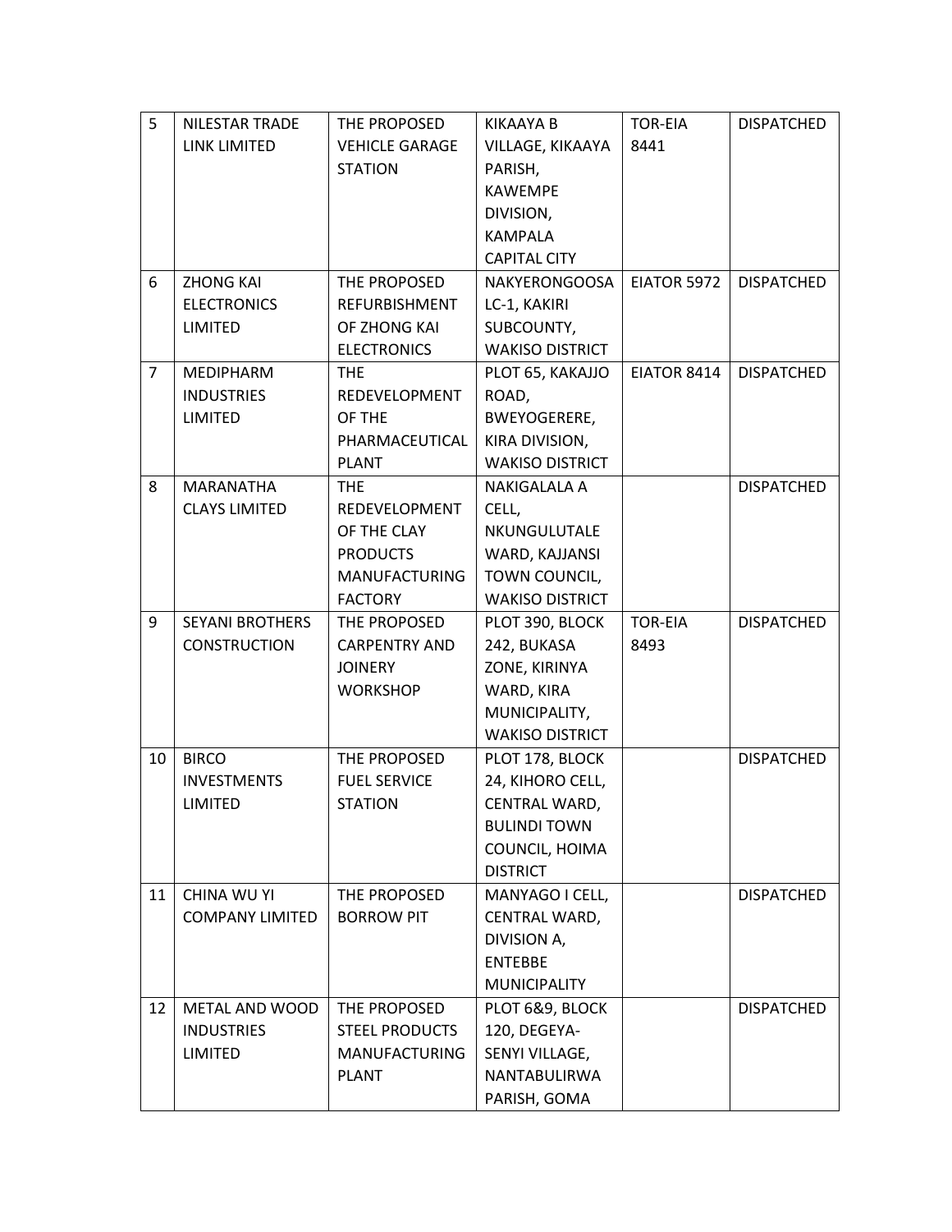| | | | | | |
|---|---|---|---|---|---|
| 5 | NILESTAR TRADE LINK LIMITED | THE PROPOSED VEHICLE GARAGE STATION | KIKAAYA B VILLAGE, KIKAAYA PARISH, KAWEMPE DIVISION, KAMPALA CAPITAL CITY | TOR-EIA 8441 | DISPATCHED |
| 6 | ZHONG KAI ELECTRONICS LIMITED | THE PROPOSED REFURBISHMENT OF ZHONG KAI ELECTRONICS | NAKYERONGOOSA LC-1, KAKIRI SUBCOUNTY, WAKISO DISTRICT | EIATOR 5972 | DISPATCHED |
| 7 | MEDIPHARM INDUSTRIES LIMITED | THE REDEVELOPMENT OF THE PHARMACEUTICAL PLANT | PLOT 65, KAKAJJO ROAD, BWEYOGERERE, KIRA DIVISION, WAKISO DISTRICT | EIATOR 8414 | DISPATCHED |
| 8 | MARANATHA CLAYS LIMITED | THE REDEVELOPMENT OF THE CLAY PRODUCTS MANUFACTURING FACTORY | NAKIGALALA A CELL, NKUNGULUTALE WARD, KAJJANSI TOWN COUNCIL, WAKISO DISTRICT | | DISPATCHED |
| 9 | SEYANI BROTHERS CONSTRUCTION | THE PROPOSED CARPENTRY AND JOINERY WORKSHOP | PLOT 390, BLOCK 242, BUKASA ZONE, KIRINYA WARD, KIRA MUNICIPALITY, WAKISO DISTRICT | TOR-EIA 8493 | DISPATCHED |
| 10 | BIRCO INVESTMENTS LIMITED | THE PROPOSED FUEL SERVICE STATION | PLOT 178, BLOCK 24, KIHORO CELL, CENTRAL WARD, BULINDI TOWN COUNCIL, HOIMA DISTRICT | | DISPATCHED |
| 11 | CHINA WU YI COMPANY LIMITED | THE PROPOSED BORROW PIT | MANYAGO I CELL, CENTRAL WARD, DIVISION A, ENTEBBE MUNICIPALITY | | DISPATCHED |
| 12 | METAL AND WOOD INDUSTRIES LIMITED | THE PROPOSED STEEL PRODUCTS MANUFACTURING PLANT | PLOT 6&9, BLOCK 120, DEGEYA-SENYI VILLAGE, NANTABULIRWA PARISH, GOMA | | DISPATCHED |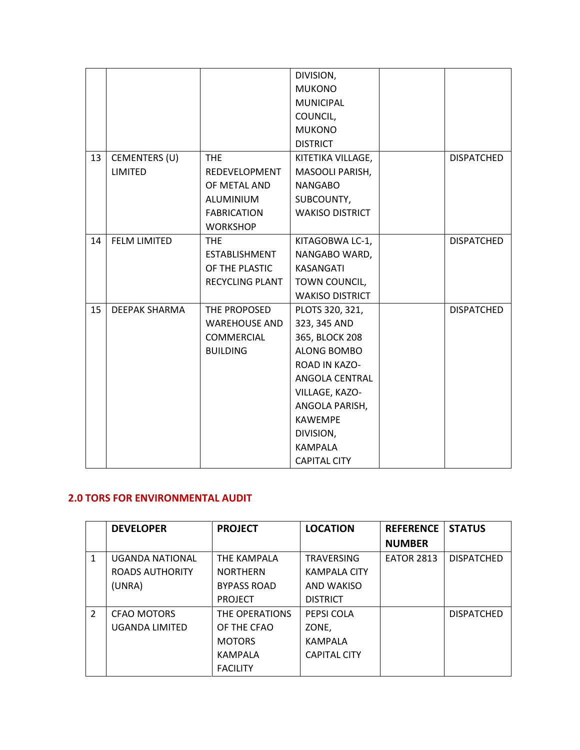| | | | | | |
|---|---|---|---|---|---|
| | | | DIVISION, MUKONO MUNICIPAL COUNCIL, MUKONO DISTRICT | | |
| 13 | CEMENTERS (U) LIMITED | THE REDEVELOPMENT OF METAL AND ALUMINIUM FABRICATION WORKSHOP | KITETIKA VILLAGE, MASOOLI PARISH, NANGABO SUBCOUNTY, WAKISO DISTRICT | | DISPATCHED |
| 14 | FELM LIMITED | THE ESTABLISHMENT OF THE PLASTIC RECYCLING PLANT | KITAGOBWA LC-1, NANGABO WARD, KASANGATI TOWN COUNCIL, WAKISO DISTRICT | | DISPATCHED |
| 15 | DEEPAK SHARMA | THE PROPOSED WAREHOUSE AND COMMERCIAL BUILDING | PLOTS 320, 321, 323, 345 AND 365, BLOCK 208 ALONG BOMBO ROAD IN KAZO-ANGOLA CENTRAL VILLAGE, KAZO-ANGOLA PARISH, KAWEMPE DIVISION, KAMPALA CAPITAL CITY | | DISPATCHED |

## 2.0 TORS FOR ENVIRONMENTAL AUDIT

| | DEVELOPER | PROJECT | LOCATION | REFERENCE NUMBER | STATUS |
|---|---|---|---|---|---|
| 1 | UGANDA NATIONAL ROADS AUTHORITY (UNRA) | THE KAMPALA NORTHERN BYPASS ROAD PROJECT | TRAVERSING KAMPALA CITY AND WAKISO DISTRICT | EATOR 2813 | DISPATCHED |
| 2 | CFAO MOTORS UGANDA LIMITED | THE OPERATIONS OF THE CFAO MOTORS KAMPALA FACILITY | PEPSI COLA ZONE, KAMPALA CAPITAL CITY | | DISPATCHED |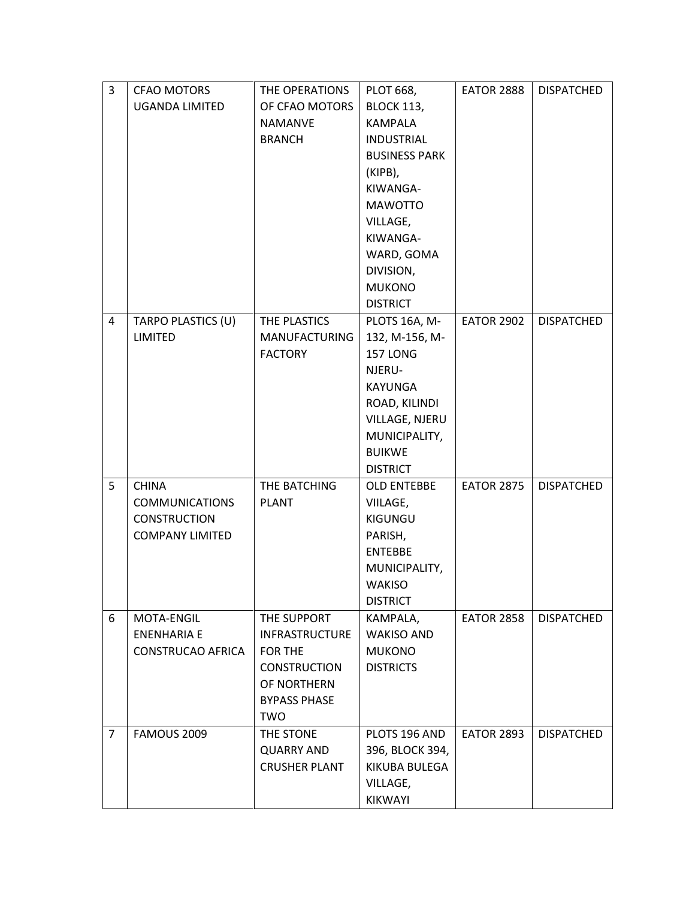| | | | | | |
|---|---|---|---|---|---|
| 3 | CFAO MOTORS UGANDA LIMITED | THE OPERATIONS OF CFAO MOTORS NAMANVE BRANCH | PLOT 668, BLOCK 113, KAMPALA INDUSTRIAL BUSINESS PARK (KIPB), KIWANGA-MAWOTTO VILLAGE, KIWANGA-WARD, GOMA DIVISION, MUKONO DISTRICT | EATOR 2888 | DISPATCHED |
| 4 | TARPO PLASTICS (U) LIMITED | THE PLASTICS MANUFACTURING FACTORY | PLOTS 16A, M-132, M-156, M-157 LONG NJERU-KAYUNGA ROAD, KILINDI VILLAGE, NJERU MUNICIPALITY, BUIKWE DISTRICT | EATOR 2902 | DISPATCHED |
| 5 | CHINA COMMUNICATIONS CONSTRUCTION COMPANY LIMITED | THE BATCHING PLANT | OLD ENTEBBE VIILAGE, KIGUNGU PARISH, ENTEBBE MUNICIPALITY, WAKISO DISTRICT | EATOR 2875 | DISPATCHED |
| 6 | MOTA-ENGIL ENENHARIA E CONSTRUCAO AFRICA | THE SUPPORT INFRASTRUCTURE FOR THE CONSTRUCTION OF NORTHERN BYPASS PHASE TWO | KAMPALA, WAKISO AND MUKONO DISTRICTS | EATOR 2858 | DISPATCHED |
| 7 | FAMOUS 2009 | THE STONE QUARRY AND CRUSHER PLANT | PLOTS 196 AND 396, BLOCK 394, KIKUBA BULEGA VILLAGE, KIKWAYI | EATOR 2893 | DISPATCHED |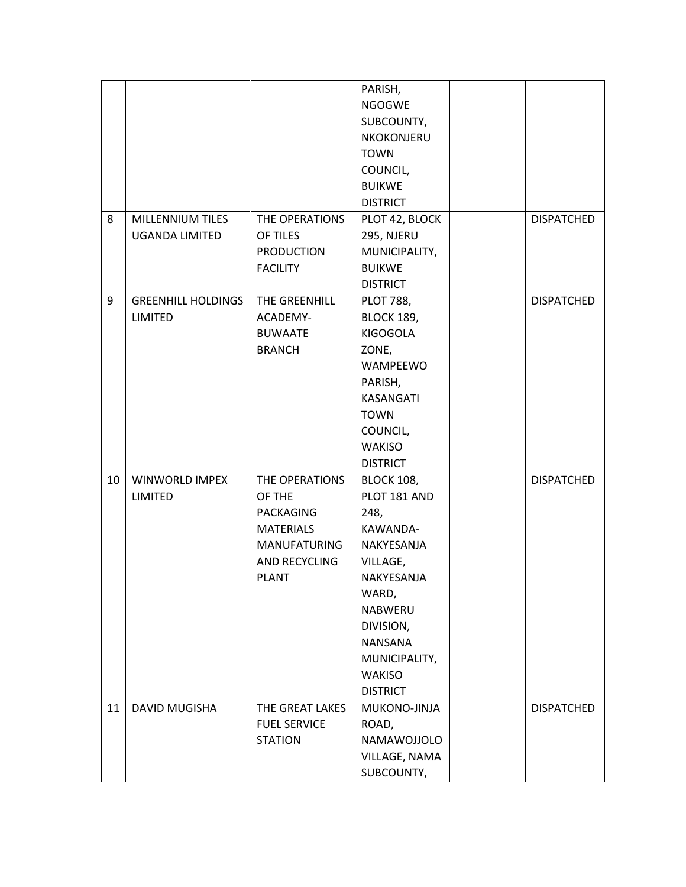| | | | | | |
|---|---|---|---|---|---|
| | | | PARISH, NGOGWE SUBCOUNTY, NKOKONJERU TOWN COUNCIL, BUIKWE DISTRICT | | |
| 8 | MILLENNIUM TILES UGANDA LIMITED | THE OPERATIONS OF TILES PRODUCTION FACILITY | PLOT 42, BLOCK 295, NJERU MUNICIPALITY, BUIKWE DISTRICT | | DISPATCHED |
| 9 | GREENHILL HOLDINGS LIMITED | THE GREENHILL ACADEMY- BUWAATE BRANCH | PLOT 788, BLOCK 189, KIGOGOLA ZONE, WAMPEEWO PARISH, KASANGATI TOWN COUNCIL, WAKISO DISTRICT | | DISPATCHED |
| 10 | WINWORLD IMPEX LIMITED | THE OPERATIONS OF THE PACKAGING MATERIALS MANUFATURING AND RECYCLING PLANT | BLOCK 108, PLOT 181 AND 248, KAWANDA-NAKYESANJA VILLAGE, NAKYESANJA WARD, NABWERU DIVISION, NANSANA MUNICIPALITY, WAKISO DISTRICT | | DISPATCHED |
| 11 | DAVID MUGISHA | THE GREAT LAKES FUEL SERVICE STATION | MUKONO-JINJA ROAD, NAMAWOJJOLO VILLAGE, NAMA SUBCOUNTY, | | DISPATCHED |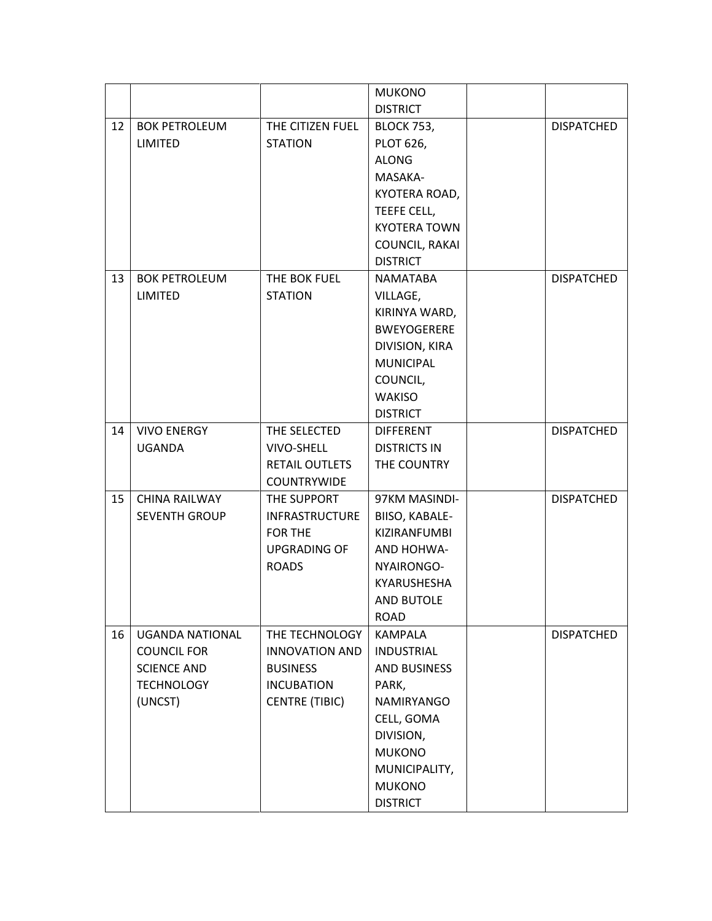| | | | | | |
|---|---|---|---|---|---|
| | | | MUKONO DISTRICT | | |
| 12 | BOK PETROLEUM LIMITED | THE CITIZEN FUEL STATION | BLOCK 753, PLOT 626, ALONG MASAKA-KYOTERA ROAD, TEEFE CELL, KYOTERA TOWN COUNCIL, RAKAI DISTRICT | | DISPATCHED |
| 13 | BOK PETROLEUM LIMITED | THE BOK FUEL STATION | NAMATABA VILLAGE, KIRINYA WARD, BWEYOGERERE DIVISION, KIRA MUNICIPAL COUNCIL, WAKISO DISTRICT | | DISPATCHED |
| 14 | VIVO ENERGY UGANDA | THE SELECTED VIVO-SHELL RETAIL OUTLETS COUNTRYWIDE | DIFFERENT DISTRICTS IN THE COUNTRY | | DISPATCHED |
| 15 | CHINA RAILWAY SEVENTH GROUP | THE SUPPORT INFRASTRUCTURE FOR THE UPGRADING OF ROADS | 97KM MASINDI-BIISO, KABALE-KIZIRANFUMBI AND HOHWA-NYAIRONGO-KYARUSHESHA AND BUTOLE ROAD | | DISPATCHED |
| 16 | UGANDA NATIONAL COUNCIL FOR SCIENCE AND TECHNOLOGY (UNCST) | THE TECHNOLOGY INNOVATION AND BUSINESS INCUBATION CENTRE (TIBIC) | KAMPALA INDUSTRIAL AND BUSINESS PARK, NAMIRYANGO CELL, GOMA DIVISION, MUKONO MUNICIPALITY, MUKONO DISTRICT | | DISPATCHED |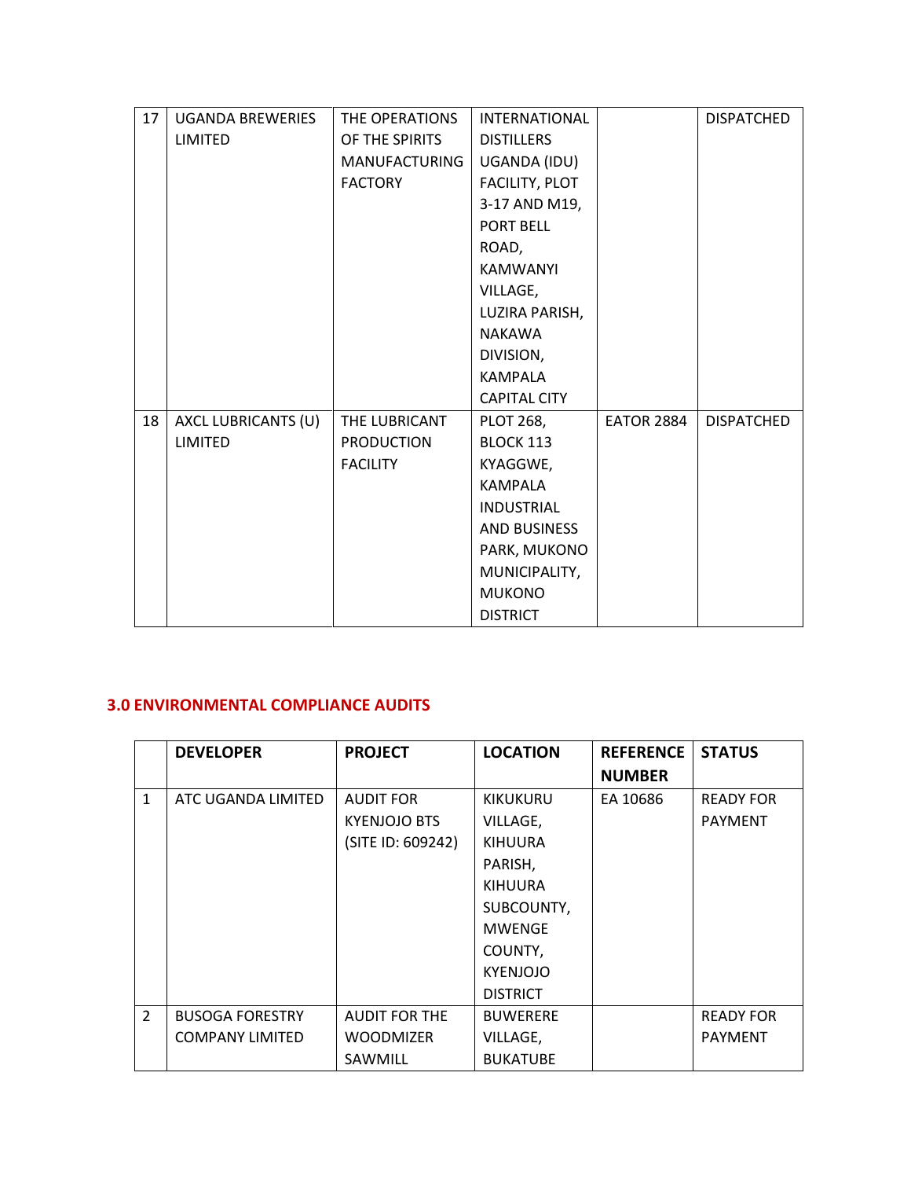| | | | | | |
|---|---|---|---|---|---|
| 17 | UGANDA BREWERIES LIMITED | THE OPERATIONS OF THE SPIRITS MANUFACTURING FACTORY | INTERNATIONAL DISTILLERS UGANDA (IDU) FACILITY, PLOT 3-17 AND M19, PORT BELL ROAD, KAMWANYI VILLAGE, LUZIRA PARISH, NAKAWA DIVISION, KAMPALA CAPITAL CITY | | DISPATCHED |
| 18 | AXCL LUBRICANTS (U) LIMITED | THE LUBRICANT PRODUCTION FACILITY | PLOT 268, BLOCK 113 KYAGGWE, KAMPALA INDUSTRIAL AND BUSINESS PARK, MUKONO MUNICIPALITY, MUKONO DISTRICT | EATOR 2884 | DISPATCHED |

## 3.0 ENVIRONMENTAL COMPLIANCE AUDITS

| | DEVELOPER | PROJECT | LOCATION | REFERENCE NUMBER | STATUS |
|---|---|---|---|---|---|
| 1 | ATC UGANDA LIMITED | AUDIT FOR KYENJOJO BTS (SITE ID: 609242) | KIKUKURU VILLAGE, KIHUURA PARISH, KIHUURA SUBCOUNTY, MWENGE COUNTY, KYENJOJO DISTRICT | EA 10686 | READY FOR PAYMENT |
| 2 | BUSOGA FORESTRY COMPANY LIMITED | AUDIT FOR THE WOODMIZER SAWMILL | BUWERERE VILLAGE, BUKATUBE | | READY FOR PAYMENT |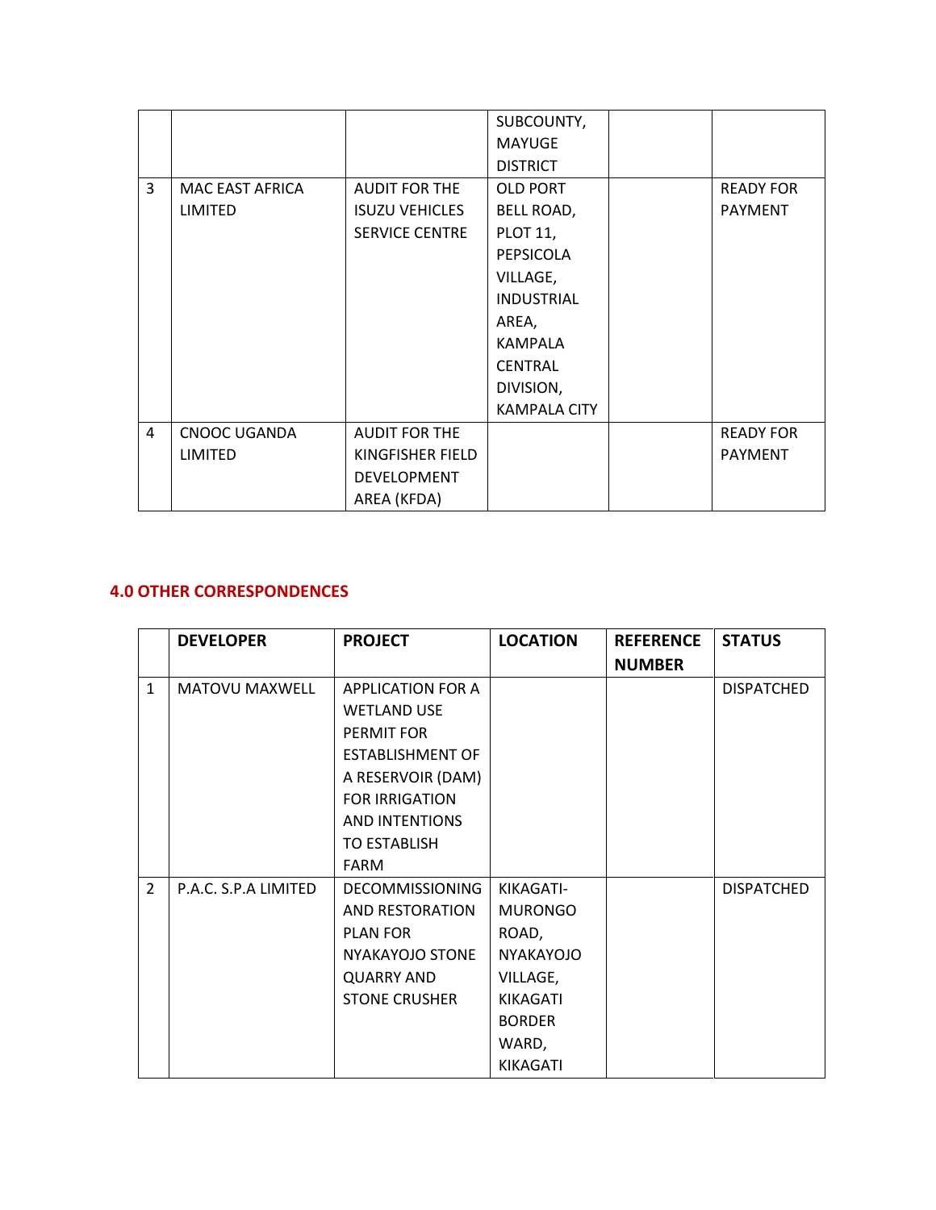| | | | | | |
|---|---|---|---|---|---|
| | | | SUBCOUNTY, MAYUGE DISTRICT | | |
| 3 | MAC EAST AFRICA LIMITED | AUDIT FOR THE ISUZU VEHICLES SERVICE CENTRE | OLD PORT BELL ROAD, PLOT 11, PEPSICOLA VILLAGE, INDUSTRIAL AREA, KAMPALA CENTRAL DIVISION, KAMPALA CITY | | READY FOR PAYMENT |
| 4 | CNOOC UGANDA LIMITED | AUDIT FOR THE KINGFISHER FIELD DEVELOPMENT AREA (KFDA) | | | READY FOR PAYMENT |

## 4.0 OTHER CORRESPONDENCES

| | DEVELOPER | PROJECT | LOCATION | REFERENCE NUMBER | STATUS |
|---|---|---|---|---|---|
| 1 | MATOVU MAXWELL | APPLICATION FOR A WETLAND USE PERMIT FOR ESTABLISHMENT OF A RESERVOIR (DAM) FOR IRRIGATION AND INTENTIONS TO ESTABLISH FARM | | | DISPATCHED |
| 2 | P.A.C. S.P.A LIMITED | DECOMMISSIONING AND RESTORATION PLAN FOR NYAKAYOJO STONE QUARRY AND STONE CRUSHER | KIKAGATI-MURONGO ROAD, NYAKAYOJO VILLAGE, KIKAGATI BORDER WARD, KIKAGATI | | DISPATCHED |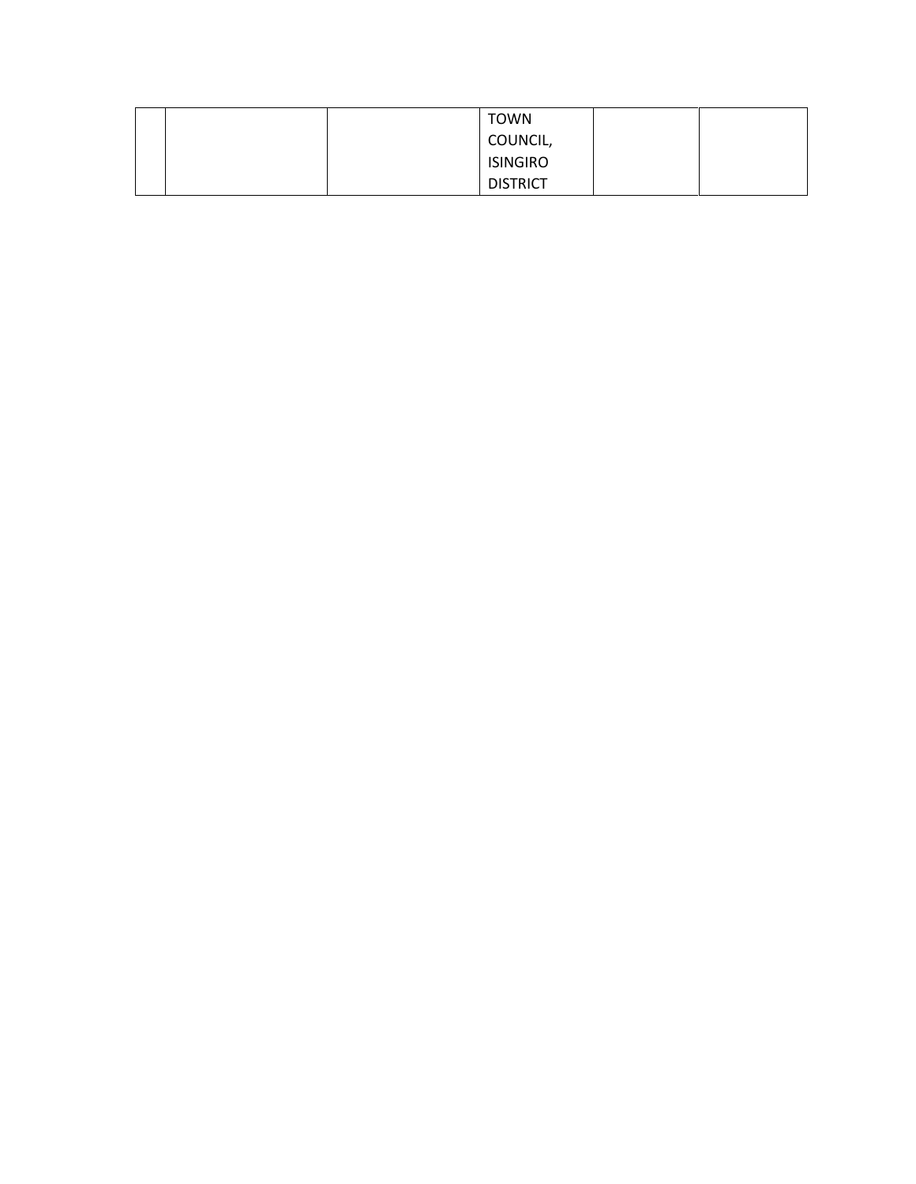| | | | | | |
|---|---|---|---|---|---|
| | | | TOWN COUNCIL, ISINGIRO DISTRICT | | |